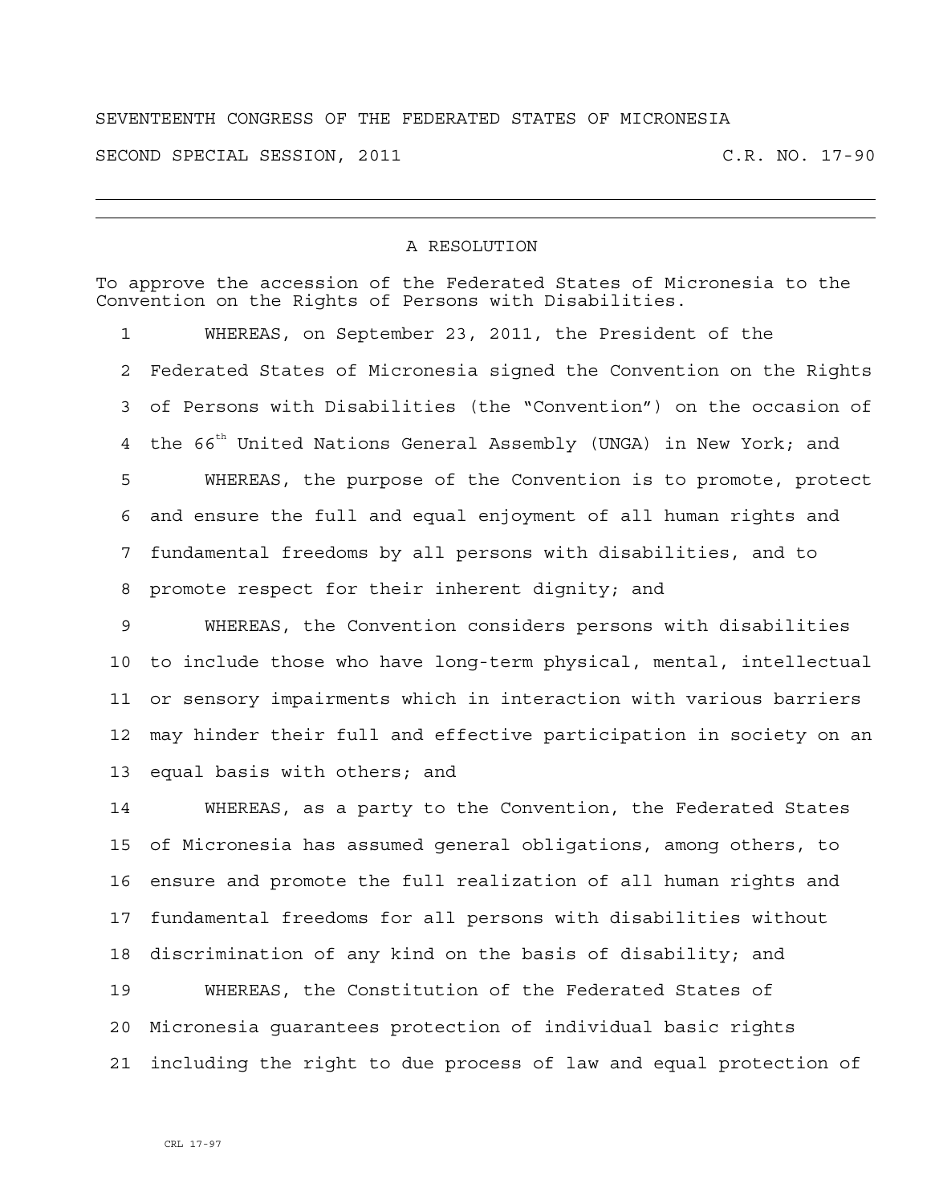SEVENTEENTH CONGRESS OF THE FEDERATED STATES OF MICRONESIA

SECOND SPECIAL SESSION, 2011 C.R. NO. 17-90

---

## A RESOLUTION

To approve the accession of the Federated States of Micronesia to the Convention on the Rights of Persons with Disabilities.

1 WHEREAS, on September 23, 2011, the President of the
2 Federated States of Micronesia signed the Convention on the Rights
3 of Persons with Disabilities (the "Convention") on the occasion of
4 the 66th United Nations General Assembly (UNGA) in New York; and
5 WHEREAS, the purpose of the Convention is to promote, protect
6 and ensure the full and equal enjoyment of all human rights and
7 fundamental freedoms by all persons with disabilities, and to
8 promote respect for their inherent dignity; and
9 WHEREAS, the Convention considers persons with disabilities
10 to include those who have long-term physical, mental, intellectual
11 or sensory impairments which in interaction with various barriers
12 may hinder their full and effective participation in society on an
13 equal basis with others; and
14 WHEREAS, as a party to the Convention, the Federated States
15 of Micronesia has assumed general obligations, among others, to
16 ensure and promote the full realization of all human rights and
17 fundamental freedoms for all persons with disabilities without
18 discrimination of any kind on the basis of disability; and
19 WHEREAS, the Constitution of the Federated States of
20 Micronesia guarantees protection of individual basic rights
21 including the right to due process of law and equal protection of

CRL 17-97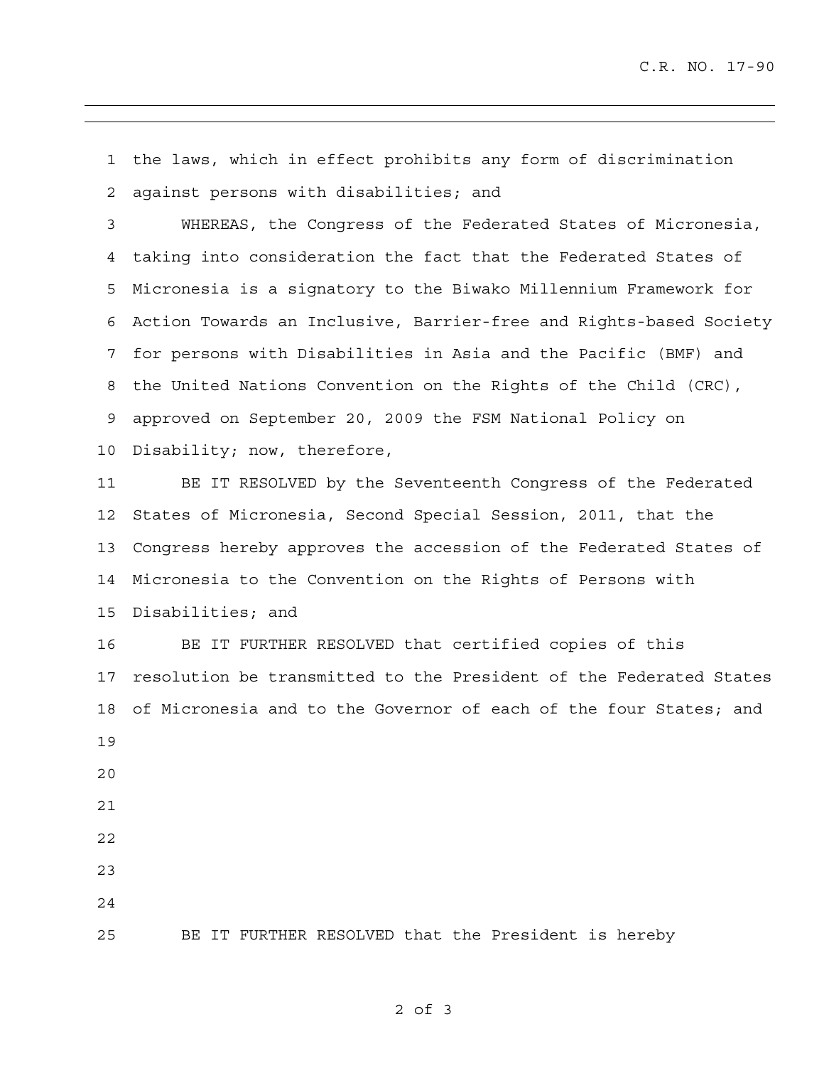the laws, which in effect prohibits any form of discrimination against persons with disabilities; and

WHEREAS, the Congress of the Federated States of Micronesia, taking into consideration the fact that the Federated States of Micronesia is a signatory to the Biwako Millennium Framework for Action Towards an Inclusive, Barrier-free and Rights-based Society for persons with Disabilities in Asia and the Pacific (BMF) and the United Nations Convention on the Rights of the Child (CRC), approved on September 20, 2009 the FSM National Policy on Disability; now, therefore,

BE IT RESOLVED by the Seventeenth Congress of the Federated States of Micronesia, Second Special Session, 2011, that the Congress hereby approves the accession of the Federated States of Micronesia to the Convention on the Rights of Persons with Disabilities; and

BE IT FURTHER RESOLVED that certified copies of this resolution be transmitted to the President of the Federated States of Micronesia and to the Governor of each of the four States; and

BE IT FURTHER RESOLVED that the President is hereby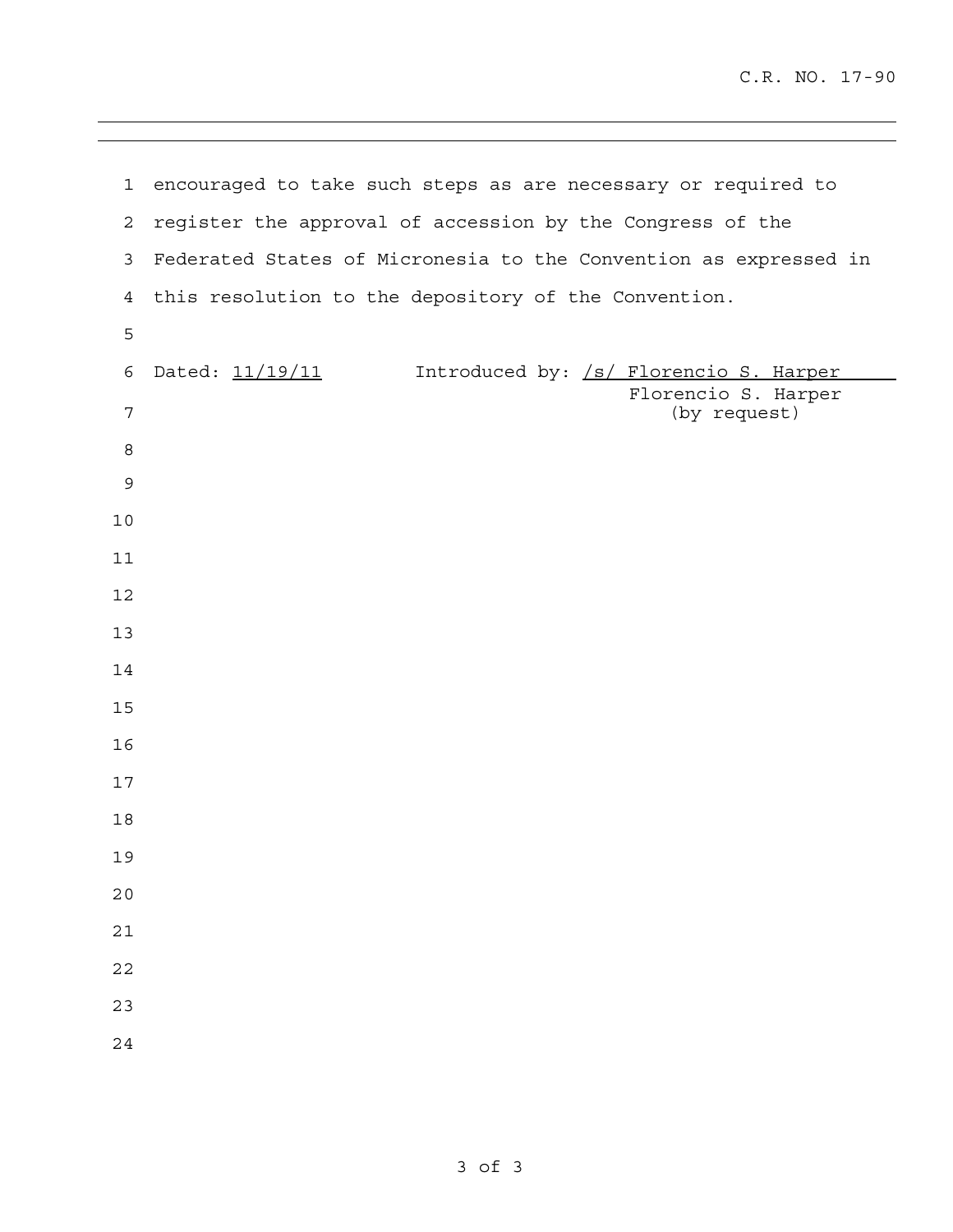encouraged to take such steps as are necessary or required to register the approval of accession by the Congress of the Federated States of Micronesia to the Convention as expressed in this resolution to the depository of the Convention.

Dated: 11/19/11 Introduced by: /s/ Florencio S. Harper

Florencio S. Harper
(by request)